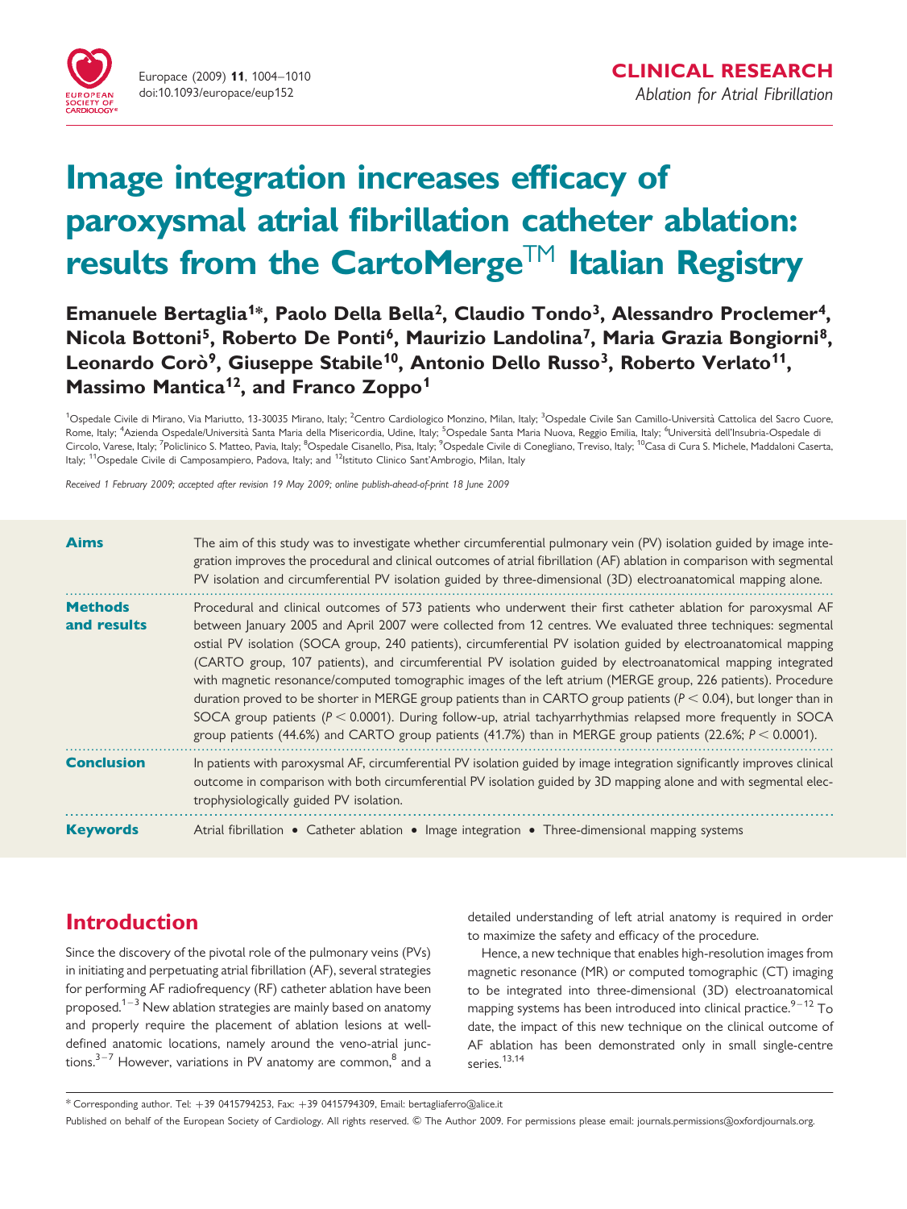CLINICAL RESEARCH

*Ablation for Atrial Fibrillation*

# Image integration increases efficacy of paroxysmal atrial fibrillation catheter ablation: results from the CartoMerge™ Italian Registry

**Emanuele Bertaglia[1]*, Paolo Della Bella[2], Claudio Tondo[3], Alessandro Proclemer[4], Nicola Bottoni[5], Roberto De Ponti[6], Maurizio Landolina[7], Maria Grazia Bongiorni[8], Leonardo Corò[9], Giuseppe Stabile[10], Antonio Dello Russo[3], Roberto Verlato[11], Massimo Mantica[12], and Franco Zoppo[1]**

[1]Ospedale Civile di Mirano, Via Mariutto, 13-30035 Mirano, Italy; [2]Centro Cardiologico Monzino, Milan, Italy; [3]Ospedale Civile San Camillo-Università Cattolica del Sacro Cuore, Rome, Italy; [4]Azienda Ospedale/Università Santa Maria della Misericordia, Udine, Italy; [5]Ospedale Santa Maria Nuova, Reggio Emilia, Italy; [6]Università dell'Insubria-Ospedale di Circolo, Varese, Italy; [7]Policlinico S. Matteo, Pavia, Italy; [8]Ospedale Cisanello, Pisa, Italy; [9]Ospedale Civile di Conegliano, Treviso, Italy; [10]Casa di Cura S. Michele, Maddaloni Caserta, Italy; [11]Ospedale Civile di Camposampiero, Padova, Italy; and [12]Istituto Clinico Sant'Ambrogio, Milan, Italy

*Received 1 February 2009; accepted after revision 19 May 2009; online publish-ahead-of-print 18 June 2009*

**Aims** The aim of this study was to investigate whether circumferential pulmonary vein (PV) isolation guided by image integration improves the procedural and clinical outcomes of atrial fibrillation (AF) ablation in comparison with segmental PV isolation and circumferential PV isolation guided by three-dimensional (3D) electroanatomical mapping alone.

**Methods and results** Procedural and clinical outcomes of 573 patients who underwent their first catheter ablation for paroxysmal AF between January 2005 and April 2007 were collected from 12 centres. We evaluated three techniques: segmental ostial PV isolation (SOCA group, 240 patients), circumferential PV isolation guided by electroanatomical mapping (CARTO group, 107 patients), and circumferential PV isolation guided by electroanatomical mapping integrated with magnetic resonance/computed tomographic images of the left atrium (MERGE group, 226 patients). Procedure duration proved to be shorter in MERGE group patients than in CARTO group patients ($P < 0.04$), but longer than in SOCA group patients ($P < 0.0001$). During follow-up, atrial tachyarrhythmias relapsed more frequently in SOCA group patients (44.6%) and CARTO group patients (41.7%) than in MERGE group patients (22.6%; $P < 0.0001$).

**Conclusion** In patients with paroxysmal AF, circumferential PV isolation guided by image integration significantly improves clinical outcome in comparison with both circumferential PV isolation guided by 3D mapping alone and with segmental electrophysiologically guided PV isolation.

**Keywords** Atrial fibrillation • Catheter ablation • Image integration • Three-dimensional mapping systems

## Introduction

Since the discovery of the pivotal role of the pulmonary veins (PVs) in initiating and perpetuating atrial fibrillation (AF), several strategies for performing AF radiofrequency (RF) catheter ablation have been proposed.[1–3] New ablation strategies are mainly based on anatomy and properly require the placement of ablation lesions at well-defined anatomic locations, namely around the veno-atrial junctions.[3–7] However, variations in PV anatomy are common,[8] and a detailed understanding of left atrial anatomy is required in order to maximize the safety and efficacy of the procedure.

Hence, a new technique that enables high-resolution images from magnetic resonance (MR) or computed tomographic (CT) imaging to be integrated into three-dimensional (3D) electroanatomical mapping systems has been introduced into clinical practice.[9–12] To date, the impact of this new technique on the clinical outcome of AF ablation has been demonstrated only in small single-centre series.[13,14]

* Corresponding author. Tel: +39 0415794253, Fax: +39 0415794309, Email: bertagliaferro@alice.it

Published on behalf of the European Society of Cardiology. All rights reserved. © The Author 2009. For permissions please email: journals.permissions@oxfordjournals.org.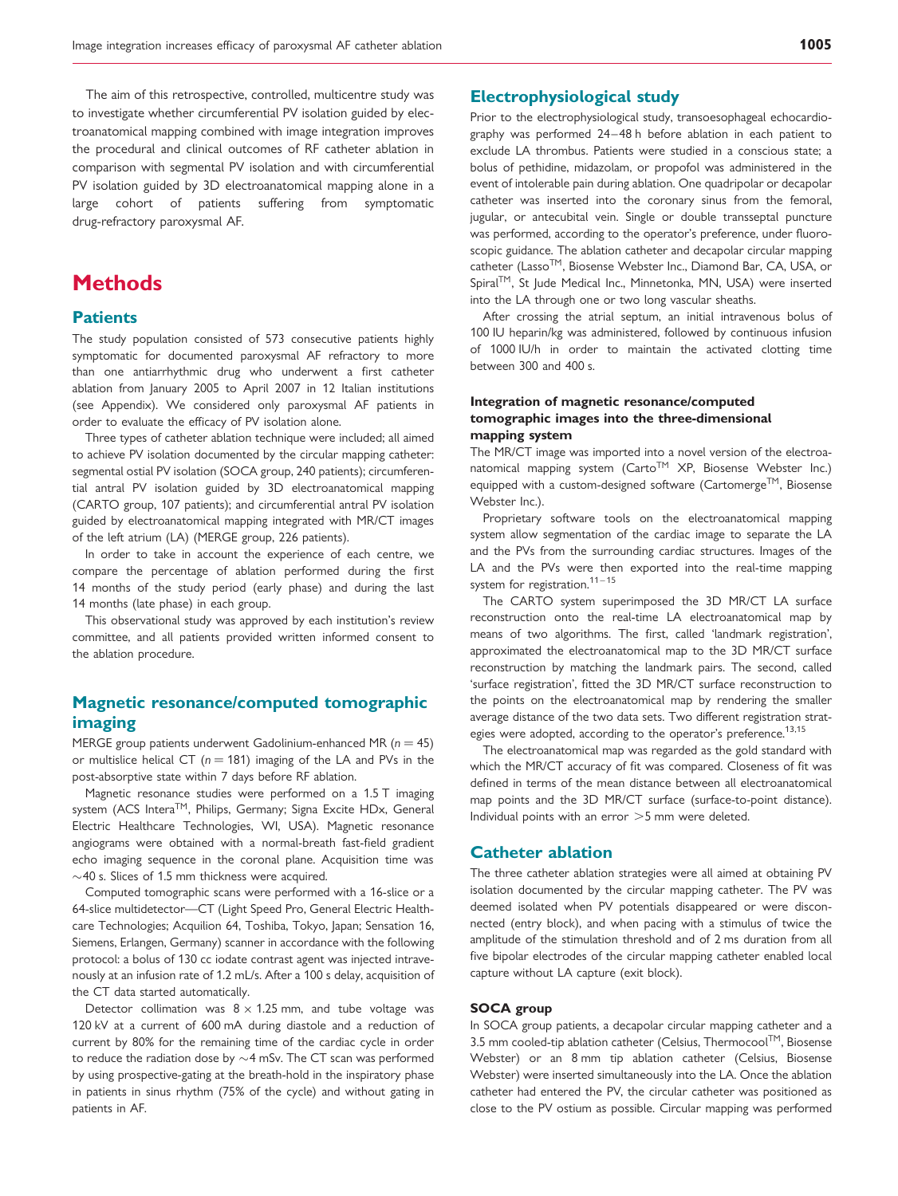The aim of this retrospective, controlled, multicentre study was to investigate whether circumferential PV isolation guided by electroanatomical mapping combined with image integration improves the procedural and clinical outcomes of RF catheter ablation in comparison with segmental PV isolation and with circumferential PV isolation guided by 3D electroanatomical mapping alone in a large cohort of patients suffering from symptomatic drug-refractory paroxysmal AF.

# Methods

## Patients

The study population consisted of 573 consecutive patients highly symptomatic for documented paroxysmal AF refractory to more than one antiarrhythmic drug who underwent a first catheter ablation from January 2005 to April 2007 in 12 Italian institutions (see Appendix). We considered only paroxysmal AF patients in order to evaluate the efficacy of PV isolation alone.

Three types of catheter ablation technique were included; all aimed to achieve PV isolation documented by the circular mapping catheter: segmental ostial PV isolation (SOCA group, 240 patients); circumferential antral PV isolation guided by 3D electroanatomical mapping (CARTO group, 107 patients); and circumferential antral PV isolation guided by electroanatomical mapping integrated with MR/CT images of the left atrium (LA) (MERGE group, 226 patients).

In order to take in account the experience of each centre, we compare the percentage of ablation performed during the first 14 months of the study period (early phase) and during the last 14 months (late phase) in each group.

This observational study was approved by each institution's review committee, and all patients provided written informed consent to the ablation procedure.

## Magnetic resonance/computed tomographic imaging

MERGE group patients underwent Gadolinium-enhanced MR ($n = 45$) or multislice helical CT ($n = 181$) imaging of the LA and PVs in the post-absorptive state within 7 days before RF ablation.

Magnetic resonance studies were performed on a 1.5 T imaging system (ACS Intera™, Philips, Germany; Signa Excite HDx, General Electric Healthcare Technologies, WI, USA). Magnetic resonance angiograms were obtained with a normal-breath fast-field gradient echo imaging sequence in the coronal plane. Acquisition time was ~40 s. Slices of 1.5 mm thickness were acquired.

Computed tomographic scans were performed with a 16-slice or a 64-slice multidetector—CT (Light Speed Pro, General Electric Healthcare Technologies; Acquilion 64, Toshiba, Tokyo, Japan; Sensation 16, Siemens, Erlangen, Germany) scanner in accordance with the following protocol: a bolus of 130 cc iodate contrast agent was injected intravenously at an infusion rate of 1.2 mL/s. After a 100 s delay, acquisition of the CT data started automatically.

Detector collimation was $8 \times 1.25$ mm, and tube voltage was 120 kV at a current of 600 mA during diastole and a reduction of current by 80% for the remaining time of the cardiac cycle in order to reduce the radiation dose by ~4 mSv. The CT scan was performed by using prospective-gating at the breath-hold in the inspiratory phase in patients in sinus rhythm (75% of the cycle) and without gating in patients in AF.

## Electrophysiological study

Prior to the electrophysiological study, transoesophageal echocardiography was performed 24–48 h before ablation in each patient to exclude LA thrombus. Patients were studied in a conscious state; a bolus of pethidine, midazolam, or propofol was administered in the event of intolerable pain during ablation. One quadripolar or decapolar catheter was inserted into the coronary sinus from the femoral, jugular, or antecubital vein. Single or double transseptal puncture was performed, according to the operator's preference, under fluoroscopic guidance. The ablation catheter and decapolar circular mapping catheter (Lasso™, Biosense Webster Inc., Diamond Bar, CA, USA, or Spiral™, St Jude Medical Inc., Minnetonka, MN, USA) were inserted into the LA through one or two long vascular sheaths.

After crossing the atrial septum, an initial intravenous bolus of 100 IU heparin/kg was administered, followed by continuous infusion of 1000 IU/h in order to maintain the activated clotting time between 300 and 400 s.

### Integration of magnetic resonance/computed tomographic images into the three-dimensional mapping system

The MR/CT image was imported into a novel version of the electroanatomical mapping system (Carto™ XP, Biosense Webster Inc.) equipped with a custom-designed software (Cartomerge™, Biosense Webster Inc.).

Proprietary software tools on the electroanatomical mapping system allow segmentation of the cardiac image to separate the LA and the PVs from the surrounding cardiac structures. Images of the LA and the PVs were then exported into the real-time mapping system for registration.[11–15]

The CARTO system superimposed the 3D MR/CT LA surface reconstruction onto the real-time LA electroanatomical map by means of two algorithms. The first, called 'landmark registration', approximated the electroanatomical map to the 3D MR/CT surface reconstruction by matching the landmark pairs. The second, called 'surface registration', fitted the 3D MR/CT surface reconstruction to the points on the electroanatomical map by rendering the smaller average distance of the two data sets. Two different registration strategies were adopted, according to the operator's preference.[13,15]

The electroanatomical map was regarded as the gold standard with which the MR/CT accuracy of fit was compared. Closeness of fit was defined in terms of the mean distance between all electroanatomical map points and the 3D MR/CT surface (surface-to-point distance). Individual points with an error >5 mm were deleted.

## Catheter ablation

The three catheter ablation strategies were all aimed at obtaining PV isolation documented by the circular mapping catheter. The PV was deemed isolated when PV potentials disappeared or were disconnected (entry block), and when pacing with a stimulus of twice the amplitude of the stimulation threshold and of 2 ms duration from all five bipolar electrodes of the circular mapping catheter enabled local capture without LA capture (exit block).

### SOCA group

In SOCA group patients, a decapolar circular mapping catheter and a 3.5 mm cooled-tip ablation catheter (Celsius, Thermocool™, Biosense Webster) or an 8 mm tip ablation catheter (Celsius, Biosense Webster) were inserted simultaneously into the LA. Once the ablation catheter had entered the PV, the circular catheter was positioned as close to the PV ostium as possible. Circular mapping was performed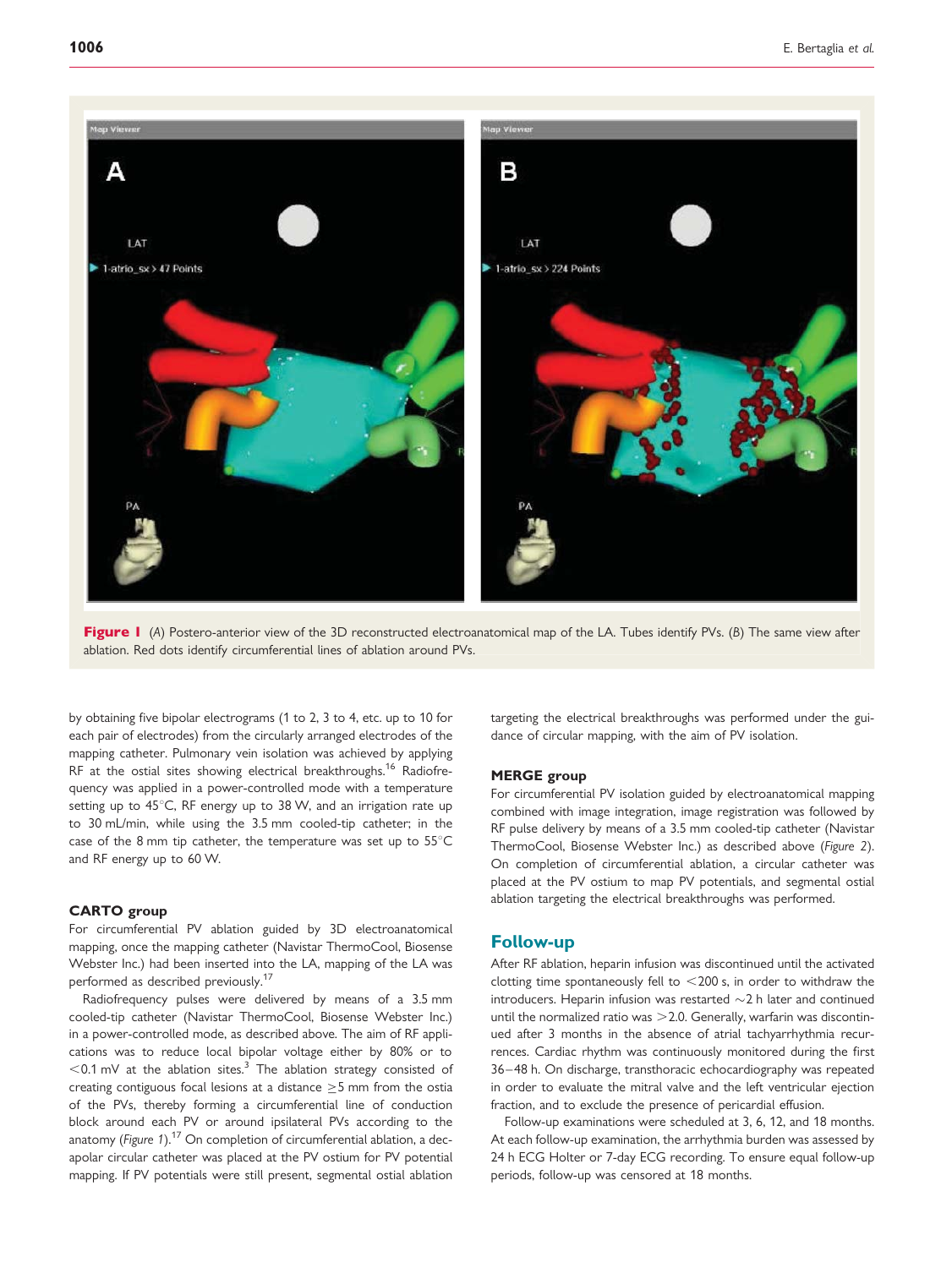**Figure 1** (*A*) Postero-anterior view of the 3D reconstructed electroanatomical map of the LA. Tubes identify PVs. (*B*) The same view after ablation. Red dots identify circumferential lines of ablation around PVs.

by obtaining five bipolar electrograms (1 to 2, 3 to 4, etc. up to 10 for each pair of electrodes) from the circularly arranged electrodes of the mapping catheter. Pulmonary vein isolation was achieved by applying RF at the ostial sites showing electrical breakthroughs.[16] Radiofrequency was applied in a power-controlled mode with a temperature setting up to 45°C, RF energy up to 38 W, and an irrigation rate up to 30 mL/min, while using the 3.5 mm cooled-tip catheter; in the case of the 8 mm tip catheter, the temperature was set up to 55°C and RF energy up to 60 W.

### CARTO group

For circumferential PV ablation guided by 3D electroanatomical mapping, once the mapping catheter (Navistar ThermoCool, Biosense Webster Inc.) had been inserted into the LA, mapping of the LA was performed as described previously.[17]

Radiofrequency pulses were delivered by means of a 3.5 mm cooled-tip catheter (Navistar ThermoCool, Biosense Webster Inc.) in a power-controlled mode, as described above. The aim of RF applications was to reduce local bipolar voltage either by 80% or to <0.1 mV at the ablation sites.[3] The ablation strategy consisted of creating contiguous focal lesions at a distance ≥5 mm from the ostia of the PVs, thereby forming a circumferential line of conduction block around each PV or around ipsilateral PVs according to the anatomy (*Figure 1*).[17] On completion of circumferential ablation, a decapolar circular catheter was placed at the PV ostium for PV potential mapping. If PV potentials were still present, segmental ostial ablation targeting the electrical breakthroughs was performed under the guidance of circular mapping, with the aim of PV isolation.

### MERGE group

For circumferential PV isolation guided by electroanatomical mapping combined with image integration, image registration was followed by RF pulse delivery by means of a 3.5 mm cooled-tip catheter (Navistar ThermoCool, Biosense Webster Inc.) as described above (*Figure 2*). On completion of circumferential ablation, a circular catheter was placed at the PV ostium to map PV potentials, and segmental ostial ablation targeting the electrical breakthroughs was performed.

## Follow-up

After RF ablation, heparin infusion was discontinued until the activated clotting time spontaneously fell to <200 s, in order to withdraw the introducers. Heparin infusion was restarted ~2 h later and continued until the normalized ratio was >2.0. Generally, warfarin was discontinued after 3 months in the absence of atrial tachyarrhythmia recurrences. Cardiac rhythm was continuously monitored during the first 36–48 h. On discharge, transthoracic echocardiography was repeated in order to evaluate the mitral valve and the left ventricular ejection fraction, and to exclude the presence of pericardial effusion.

Follow-up examinations were scheduled at 3, 6, 12, and 18 months. At each follow-up examination, the arrhythmia burden was assessed by 24 h ECG Holter or 7-day ECG recording. To ensure equal follow-up periods, follow-up was censored at 18 months.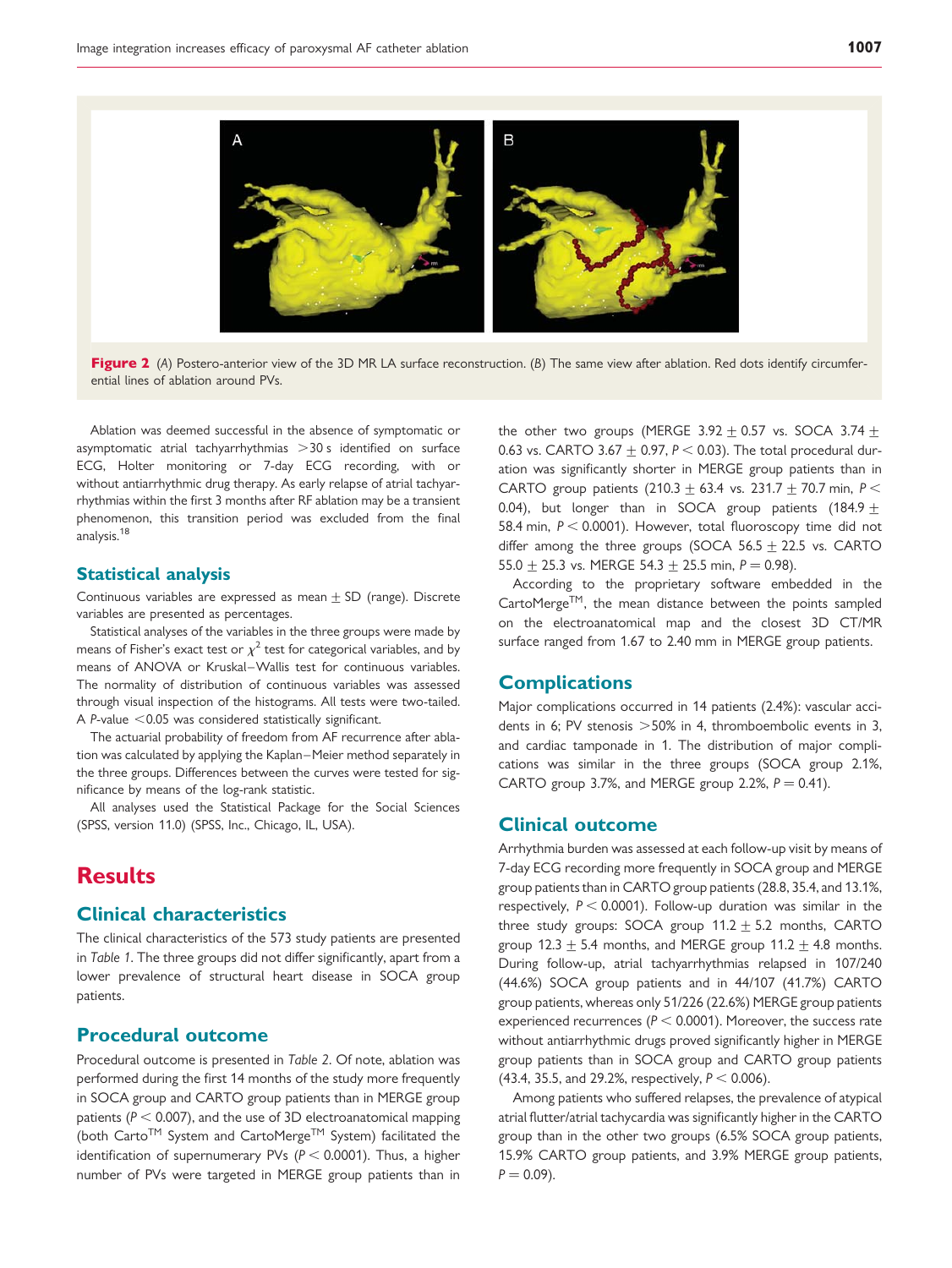Figure 2 (A) Postero-anterior view of the 3D MR LA surface reconstruction. (B) The same view after ablation. Red dots identify circumferential lines of ablation around PVs.

Ablation was deemed successful in the absence of symptomatic or asymptomatic atrial tachyarrhythmias >30 s identified on surface ECG, Holter monitoring or 7-day ECG recording, with or without antiarrhythmic drug therapy. As early relapse of atrial tachyarrhythmias within the first 3 months after RF ablation may be a transient phenomenon, this transition period was excluded from the final analysis.[18]

## Statistical analysis

Continuous variables are expressed as mean ± SD (range). Discrete variables are presented as percentages.

Statistical analyses of the variables in the three groups were made by means of Fisher's exact test or $\chi^2$ test for categorical variables, and by means of ANOVA or Kruskal–Wallis test for continuous variables. The normality of distribution of continuous variables was assessed through visual inspection of the histograms. All tests were two-tailed. A $P$-value <0.05 was considered statistically significant.

The actuarial probability of freedom from AF recurrence after ablation was calculated by applying the Kaplan–Meier method separately in the three groups. Differences between the curves were tested for significance by means of the log-rank statistic.

All analyses used the Statistical Package for the Social Sciences (SPSS, version 11.0) (SPSS, Inc., Chicago, IL, USA).

# Results

## Clinical characteristics

The clinical characteristics of the 573 study patients are presented in Table 1. The three groups did not differ significantly, apart from a lower prevalence of structural heart disease in SOCA group patients.

## Procedural outcome

Procedural outcome is presented in Table 2. Of note, ablation was performed during the first 14 months of the study more frequently in SOCA group and CARTO group patients than in MERGE group patients ($P < 0.007$), and the use of 3D electroanatomical mapping (both Carto™ System and CartoMerge™ System) facilitated the identification of supernumerary PVs ($P < 0.0001$). Thus, a higher number of PVs were targeted in MERGE group patients than in the other two groups (MERGE 3.92 ± 0.57 vs. SOCA 3.74 ± 0.63 vs. CARTO 3.67 ± 0.97, $P < 0.03$). The total procedural duration was significantly shorter in MERGE group patients than in CARTO group patients (210.3 ± 63.4 vs. 231.7 ± 70.7 min, $P < 0.04$), but longer than in SOCA group patients (184.9 ± 58.4 min, $P < 0.0001$). However, total fluoroscopy time did not differ among the three groups (SOCA 56.5 ± 22.5 vs. CARTO 55.0 ± 25.3 vs. MERGE 54.3 ± 25.5 min, $P = 0.98$).

According to the proprietary software embedded in the CartoMerge™, the mean distance between the points sampled on the electroanatomical map and the closest 3D CT/MR surface ranged from 1.67 to 2.40 mm in MERGE group patients.

## Complications

Major complications occurred in 14 patients (2.4%): vascular accidents in 6; PV stenosis >50% in 4, thromboembolic events in 3, and cardiac tamponade in 1. The distribution of major complications was similar in the three groups (SOCA group 2.1%, CARTO group 3.7%, and MERGE group 2.2%, $P = 0.41$).

## Clinical outcome

Arrhythmia burden was assessed at each follow-up visit by means of 7-day ECG recording more frequently in SOCA group and MERGE group patients than in CARTO group patients (28.8, 35.4, and 13.1%, respectively, $P < 0.0001$). Follow-up duration was similar in the three study groups: SOCA group 11.2 ± 5.2 months, CARTO group 12.3 ± 5.4 months, and MERGE group 11.2 ± 4.8 months. During follow-up, atrial tachyarrhythmias relapsed in 107/240 (44.6%) SOCA group patients and in 44/107 (41.7%) CARTO group patients, whereas only 51/226 (22.6%) MERGE group patients experienced recurrences ($P < 0.0001$). Moreover, the success rate without antiarrhythmic drugs proved significantly higher in MERGE group patients than in SOCA group and CARTO group patients (43.4, 35.5, and 29.2%, respectively, $P < 0.006$).

Among patients who suffered relapses, the prevalence of atypical atrial flutter/atrial tachycardia was significantly higher in the CARTO group than in the other two groups (6.5% SOCA group patients, 15.9% CARTO group patients, and 3.9% MERGE group patients, $P = 0.09$).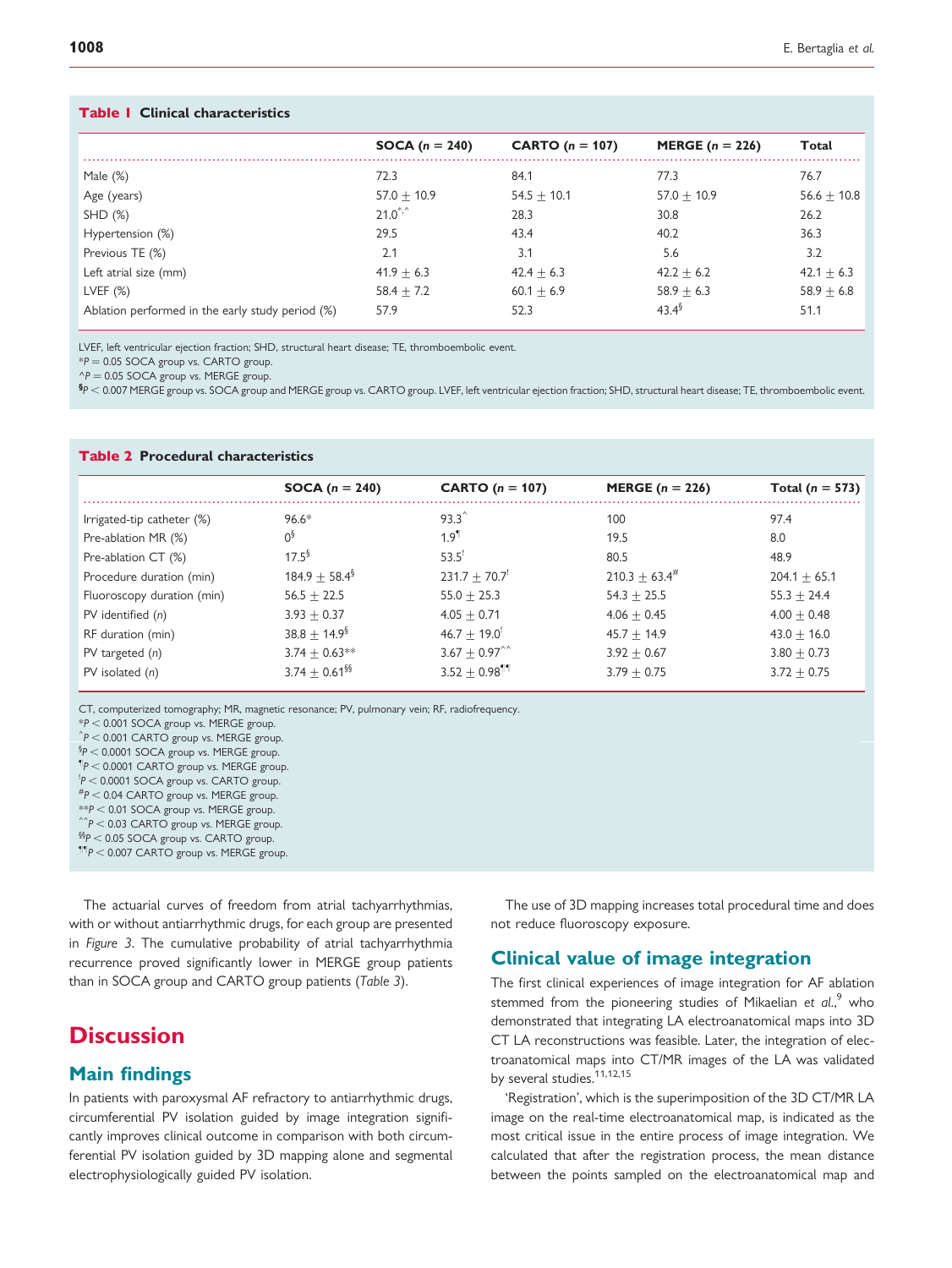**Table 1** Clinical characteristics

| | SOCA ($n$ = 240) | CARTO ($n$ = 107) | MERGE ($n$ = 226) | Total |
|---|---|---|---|---|
| Male (%) | 72.3 | 84.1 | 77.3 | 76.7 |
| Age (years) | 57.0 ± 10.9 | 54.5 ± 10.1 | 57.0 ± 10.9 | 56.6 ± 10.8 |
| SHD (%) | 21.0*,^ | 28.3 | 30.8 | 26.2 |
| Hypertension (%) | 29.5 | 43.4 | 40.2 | 36.3 |
| Previous TE (%) | 2.1 | 3.1 | 5.6 | 3.2 |
| Left atrial size (mm) | 41.9 ± 6.3 | 42.4 ± 6.3 | 42.2 ± 6.2 | 42.1 ± 6.3 |
| LVEF (%) | 58.4 ± 7.2 | 60.1 ± 6.9 | 58.9 ± 6.3 | 58.9 ± 6.8 |
| Ablation performed in the early study period (%) | 57.9 | 52.3 | 43.4§ | 51.1 |

LVEF, left ventricular ejection fraction; SHD, structural heart disease; TE, thromboembolic event.
*$P = 0.05$ SOCA group vs. CARTO group.
^$P = 0.05$ SOCA group vs. MERGE group.
§$P < 0.007$ MERGE group vs. SOCA group and MERGE group vs. CARTO group. LVEF, left ventricular ejection fraction; SHD, structural heart disease; TE, thromboembolic event.

**Table 2** Procedural characteristics

| | SOCA ($n$ = 240) | CARTO ($n$ = 107) | MERGE ($n$ = 226) | Total ($n$ = 573) |
|---|---|---|---|---|
| Irrigated-tip catheter (%) | 96.6* | 93.3^ | 100 | 97.4 |
| Pre-ablation MR (%) | 0§ | 1.9¶ | 19.5 | 8.0 |
| Pre-ablation CT (%) | 17.5§ | 53.5ˡ | 80.5 | 48.9 |
| Procedure duration (min) | 184.9 ± 58.4§ | 231.7 ± 70.7ˡ | 210.3 ± 63.4# | 204.1 ± 65.1 |
| Fluoroscopy duration (min) | 56.5 ± 22.5 | 55.0 ± 25.3 | 54.3 ± 25.5 | 55.3 ± 24.4 |
| PV identified ($n$) | 3.93 ± 0.37 | 4.05 ± 0.71 | 4.06 ± 0.45 | 4.00 ± 0.48 |
| RF duration (min) | 38.8 ± 14.9§ | 46.7 ± 19.0ˡ | 45.7 ± 14.9 | 43.0 ± 16.0 |
| PV targeted ($n$) | 3.74 ± 0.63** | 3.67 ± 0.97^^ | 3.92 ± 0.67 | 3.80 ± 0.73 |
| PV isolated ($n$) | 3.74 ± 0.61§§ | 3.52 ± 0.98¶¶ | 3.79 ± 0.75 | 3.72 ± 0.75 |

CT, computerized tomography; MR, magnetic resonance; PV, pulmonary vein; RF, radiofrequency.
*$P < 0.001$ SOCA group vs. MERGE group.
^$P < 0.001$ CARTO group vs. MERGE group.
§$P < 0.0001$ SOCA group vs. MERGE group.
¶$P < 0.0001$ CARTO group vs. MERGE group.
ˡ$P < 0.0001$ SOCA group vs. CARTO group.
#$P < 0.04$ CARTO group vs. MERGE group.
**$P < 0.01$ SOCA group vs. MERGE group.
^^$P < 0.03$ CARTO group vs. MERGE group.
§§$P < 0.05$ SOCA group vs. CARTO group.
¶¶$P < 0.007$ CARTO group vs. MERGE group.

The actuarial curves of freedom from atrial tachyarrhythmias, with or without antiarrhythmic drugs, for each group are presented in *Figure 3*. The cumulative probability of atrial tachyarrhythmia recurrence proved significantly lower in MERGE group patients than in SOCA group and CARTO group patients (*Table 3*).

# Discussion

## Main findings

In patients with paroxysmal AF refractory to antiarrhythmic drugs, circumferential PV isolation guided by image integration significantly improves clinical outcome in comparison with both circumferential PV isolation guided by 3D mapping alone and segmental electrophysiologically guided PV isolation.

The use of 3D mapping increases total procedural time and does not reduce fluoroscopy exposure.

## Clinical value of image integration

The first clinical experiences of image integration for AF ablation stemmed from the pioneering studies of Mikaelian *et al.*,[9] who demonstrated that integrating LA electroanatomical maps into 3D CT LA reconstructions was feasible. Later, the integration of electroanatomical maps into CT/MR images of the LA was validated by several studies.[11,12,15]

'Registration', which is the superimposition of the 3D CT/MR LA image on the real-time electroanatomical map, is indicated as the most critical issue in the entire process of image integration. We calculated that after the registration process, the mean distance between the points sampled on the electroanatomical map and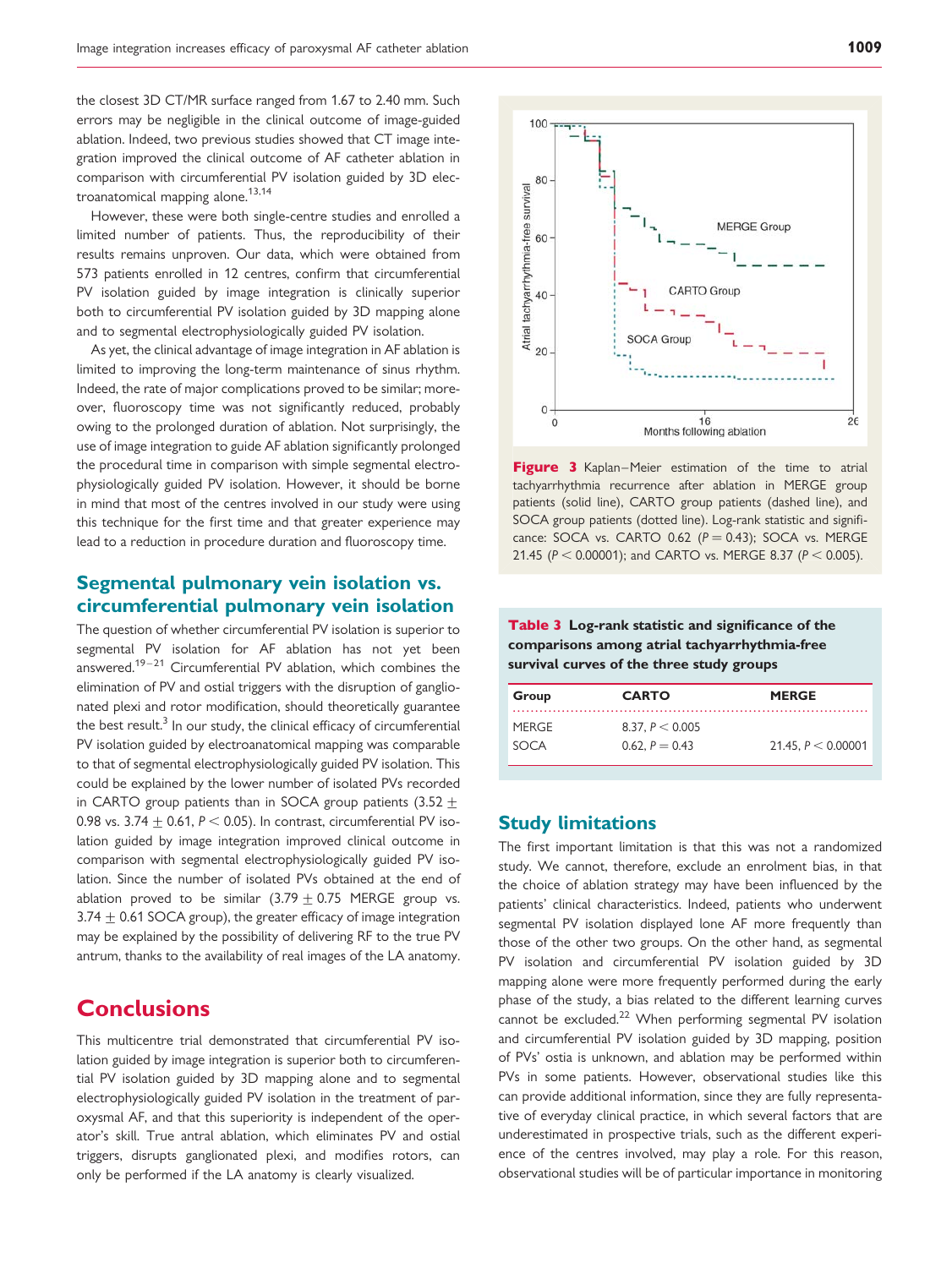the closest 3D CT/MR surface ranged from 1.67 to 2.40 mm. Such errors may be negligible in the clinical outcome of image-guided ablation. Indeed, two previous studies showed that CT image integration improved the clinical outcome of AF catheter ablation in comparison with circumferential PV isolation guided by 3D electroanatomical mapping alone.[13,14]

However, these were both single-centre studies and enrolled a limited number of patients. Thus, the reproducibility of their results remains unproven. Our data, which were obtained from 573 patients enrolled in 12 centres, confirm that circumferential PV isolation guided by image integration is clinically superior both to circumferential PV isolation guided by 3D mapping alone and to segmental electrophysiologically guided PV isolation.

As yet, the clinical advantage of image integration in AF ablation is limited to improving the long-term maintenance of sinus rhythm. Indeed, the rate of major complications proved to be similar; moreover, fluoroscopy time was not significantly reduced, probably owing to the prolonged duration of ablation. Not surprisingly, the use of image integration to guide AF ablation significantly prolonged the procedural time in comparison with simple segmental electrophysiologically guided PV isolation. However, it should be borne in mind that most of the centres involved in our study were using this technique for the first time and that greater experience may lead to a reduction in procedure duration and fluoroscopy time.

## Segmental pulmonary vein isolation vs. circumferential pulmonary vein isolation

The question of whether circumferential PV isolation is superior to segmental PV isolation for AF ablation has not yet been answered.[19–21] Circumferential PV ablation, which combines the elimination of PV and ostial triggers with the disruption of ganglionated plexi and rotor modification, should theoretically guarantee the best result.[3] In our study, the clinical efficacy of circumferential PV isolation guided by electroanatomical mapping was comparable to that of segmental electrophysiologically guided PV isolation. This could be explained by the lower number of isolated PVs recorded in CARTO group patients than in SOCA group patients ($3.52 \pm 0.98$ vs. $3.74 \pm 0.61$, $P < 0.05$). In contrast, circumferential PV isolation guided by image integration improved clinical outcome in comparison with segmental electrophysiologically guided PV isolation. Since the number of isolated PVs obtained at the end of ablation proved to be similar ($3.79 \pm 0.75$ MERGE group vs. $3.74 \pm 0.61$ SOCA group), the greater efficacy of image integration may be explained by the possibility of delivering RF to the true PV antrum, thanks to the availability of real images of the LA anatomy.

# Conclusions

This multicentre trial demonstrated that circumferential PV isolation guided by image integration is superior both to circumferential PV isolation guided by 3D mapping alone and to segmental electrophysiologically guided PV isolation in the treatment of paroxysmal AF, and that this superiority is independent of the operator's skill. True antral ablation, which eliminates PV and ostial triggers, disrupts ganglionated plexi, and modifies rotors, can only be performed if the LA anatomy is clearly visualized.

**Figure 3** Kaplan–Meier estimation of the time to atrial tachyarrhythmia recurrence after ablation in MERGE group patients (solid line), CARTO group patients (dashed line), and SOCA group patients (dotted line). Log-rank statistic and significance: SOCA vs. CARTO 0.62 ($P = 0.43$); SOCA vs. MERGE 21.45 ($P < 0.00001$); and CARTO vs. MERGE 8.37 ($P < 0.005$).

**Table 3** Log-rank statistic and significance of the comparisons among atrial tachyarrhythmia-free survival curves of the three study groups

| Group | CARTO | MERGE |
|---|---|---|
| MERGE | 8.37, $P < 0.005$ | |
| SOCA | 0.62, $P = 0.43$ | 21.45, $P < 0.00001$ |

## Study limitations

The first important limitation is that this was not a randomized study. We cannot, therefore, exclude an enrolment bias, in that the choice of ablation strategy may have been influenced by the patients' clinical characteristics. Indeed, patients who underwent segmental PV isolation displayed lone AF more frequently than those of the other two groups. On the other hand, as segmental PV isolation and circumferential PV isolation guided by 3D mapping alone were more frequently performed during the early phase of the study, a bias related to the different learning curves cannot be excluded.[22] When performing segmental PV isolation and circumferential PV isolation guided by 3D mapping, position of PVs' ostia is unknown, and ablation may be performed within PVs in some patients. However, observational studies like this can provide additional information, since they are fully representative of everyday clinical practice, in which several factors that are underestimated in prospective trials, such as the different experience of the centres involved, may play a role. For this reason, observational studies will be of particular importance in monitoring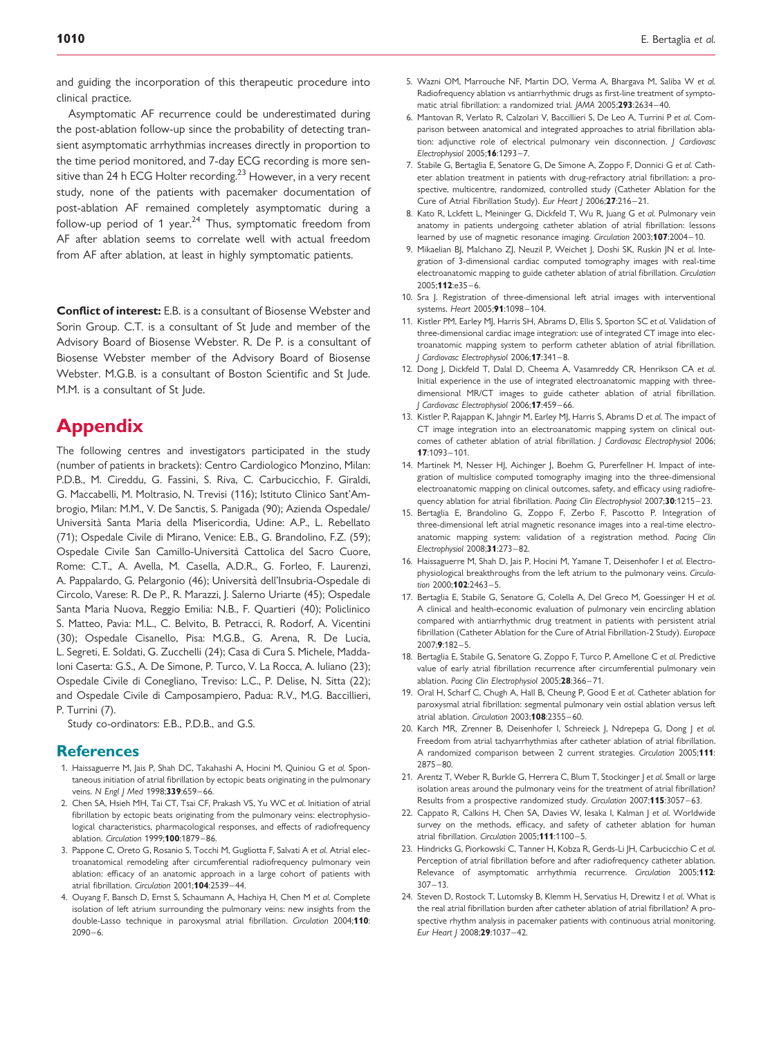and guiding the incorporation of this therapeutic procedure into clinical practice.

Asymptomatic AF recurrence could be underestimated during the post-ablation follow-up since the probability of detecting transient asymptomatic arrhythmias increases directly in proportion to the time period monitored, and 7-day ECG recording is more sensitive than 24 h ECG Holter recording.[23] However, in a very recent study, none of the patients with pacemaker documentation of post-ablation AF remained completely asymptomatic during a follow-up period of 1 year.[24] Thus, symptomatic freedom from AF after ablation seems to correlate well with actual freedom from AF after ablation, at least in highly symptomatic patients.

**Conflict of interest:** E.B. is a consultant of Biosense Webster and Sorin Group. C.T. is a consultant of St Jude and member of the Advisory Board of Biosense Webster. R. De P. is a consultant of Biosense Webster member of the Advisory Board of Biosense Webster. M.G.B. is a consultant of Boston Scientific and St Jude. M.M. is a consultant of St Jude.

# Appendix

The following centres and investigators participated in the study (number of patients in brackets): Centro Cardiologico Monzino, Milan: P.D.B., M. Cireddu, G. Fassini, S. Riva, C. Carbucicchio, F. Giraldi, G. Maccabelli, M. Moltrasio, N. Trevisi (116); Istituto Clinico Sant'Ambrogio, Milan: M.M., V. De Sanctis, S. Panigada (90); Azienda Ospedale/Università Santa Maria della Misericordia, Udine: A.P., L. Rebellato (71); Ospedale Civile di Mirano, Venice: E.B., G. Brandolino, F.Z. (59); Ospedale Civile San Camillo-Università Cattolica del Sacro Cuore, Rome: C.T., A. Avella, M. Casella, A.D.R., G. Forleo, F. Laurenzi, A. Pappalardo, G. Pelargonio (46); Università dell'Insubria-Ospedale di Circolo, Varese: R. De P., R. Marazzi, J. Salerno Uriarte (45); Ospedale Santa Maria Nuova, Reggio Emilia: N.B., F. Quartieri (40); Policlinico S. Matteo, Pavia: M.L., C. Belvito, B. Petracci, R. Rodorf, A. Vicentini (30); Ospedale Cisanello, Pisa: M.G.B., G. Arena, R. De Lucia, L. Segreti, E. Soldati, G. Zucchelli (24); Casa di Cura S. Michele, Maddaloni Caserta: G.S., A. De Simone, P. Turco, V. La Rocca, A. Iuliano (23); Ospedale Civile di Conegliano, Treviso: L.C., P. Delise, N. Sitta (22); and Ospedale Civile di Camposampiero, Padua: R.V., M.G. Baccillieri, P. Turrini (7).

Study co-ordinators: E.B., P.D.B., and G.S.

## References

1. Haissaguerre M, Jais P, Shah DC, Takahashi A, Hocini M, Quiniou G *et al.* Spontaneous initiation of atrial fibrillation by ectopic beats originating in the pulmonary veins. *N Engl J Med* 1998;**339**:659–66.
2. Chen SA, Hsieh MH, Tai CT, Tsai CF, Prakash VS, Yu WC *et al.* Initiation of atrial fibrillation by ectopic beats originating from the pulmonary veins: electrophysiological characteristics, pharmacological responses, and effects of radiofrequency ablation. *Circulation* 1999;**100**:1879–86.
3. Pappone C, Oreto G, Rosanio S, Tocchi M, Gugliotta F, Salvati A *et al.* Atrial electroanatomical remodeling after circumferential radiofrequency pulmonary vein ablation: efficacy of an anatomic approach in a large cohort of patients with atrial fibrillation. *Circulation* 2001;**104**:2539–44.
4. Ouyang F, Bansch D, Ernst S, Schaumann A, Hachiya H, Chen M *et al.* Complete isolation of left atrium surrounding the pulmonary veins: new insights from the double-Lasso technique in paroxysmal atrial fibrillation. *Circulation* 2004;**110**: 2090–6.
5. Wazni OM, Marrouche NF, Martin DO, Verma A, Bhargava M, Saliba W *et al.* Radiofrequency ablation vs antiarrhythmic drugs as first-line treatment of symptomatic atrial fibrillation: a randomized trial. *JAMA* 2005;**293**:2634–40.
6. Mantovan R, Verlato R, Calzolari V, Baccillieri S, De Leo A, Turrini P *et al.* Comparison between anatomical and integrated approaches to atrial fibrillation ablation: adjunctive role of electrical pulmonary vein disconnection. *J Cardiovasc Electrophysiol* 2005;**16**:1293–7.
7. Stabile G, Bertaglia E, Senatore G, De Simone A, Zoppo F, Donnici G *et al.* Catheter ablation treatment in patients with drug-refractory atrial fibrillation: a prospective, multicentre, randomized, controlled study (Catheter Ablation for the Cure of Atrial Fibrillation Study). *Eur Heart J* 2006;**27**:216–21.
8. Kato R, Lckfett L, Meininger G, Dickfeld T, Wu R, Juang G *et al.* Pulmonary vein anatomy in patients undergoing catheter ablation of atrial fibrillation: lessons learned by use of magnetic resonance imaging. *Circulation* 2003;**107**:2004–10.
9. Mikaelian BJ, Malchano ZJ, Neuzil P, Weichet J, Doshi SK, Ruskin JN *et al.* Integration of 3-dimensional cardiac computed tomography images with real-time electroanatomic mapping to guide catheter ablation of atrial fibrillation. *Circulation* 2005;**112**:e35–6.
10. Sra J. Registration of three-dimensional left atrial images with interventional systems. *Heart* 2005;**91**:1098–104.
11. Kistler PM, Earley MJ, Harris SH, Abrams D, Ellis S, Sporton SC *et al.* Validation of three-dimensional cardiac image integration: use of integrated CT image into electroanatomic mapping system to perform catheter ablation of atrial fibrillation. *J Cardiovasc Electrophysiol* 2006;**17**:341–8.
12. Dong J, Dickfeld T, Dalal D, Cheema A, Vasamreddy CR, Henrikson CA *et al.* Initial experience in the use of integrated electroanatomic mapping with three-dimensional MR/CT images to guide catheter ablation of atrial fibrillation. *J Cardiovasc Electrophysiol* 2006;**17**:459–66.
13. Kistler P, Rajappan K, Jahngir M, Earley MJ, Harris S, Abrams D *et al.* The impact of CT image integration into an electroanatomic mapping system on clinical outcomes of catheter ablation of atrial fibrillation. *J Cardiovasc Electrophysiol* 2006; **17**:1093–101.
14. Martinek M, Nesser HJ, Aichinger J, Boehm G, Purerfellner H. Impact of integration of multislice computed tomography imaging into the three-dimensional electroanatomic mapping on clinical outcomes, safety, and efficacy using radiofrequency ablation for atrial fibrillation. *Pacing Clin Electrophysiol* 2007;**30**:1215–23.
15. Bertaglia E, Brandolino G, Zoppo F, Zerbo F, Pascotto P. Integration of three-dimensional left atrial magnetic resonance images into a real-time electroanatomic mapping system: validation of a registration method. *Pacing Clin Electrophysiol* 2008;**31**:273–82.
16. Haissaguerre M, Shah D, Jais P, Hocini M, Yamane T, Deisenhofer I *et al.* Electrophysiological breakthroughs from the left atrium to the pulmonary veins. *Circulation* 2000;**102**:2463–5.
17. Bertaglia E, Stabile G, Senatore G, Colella A, Del Greco M, Goessinger H *et al.* A clinical and health-economic evaluation of pulmonary vein encircling ablation compared with antiarrhythmic drug treatment in patients with persistent atrial fibrillation (Catheter Ablation for the Cure of Atrial Fibrillation-2 Study). *Europace* 2007;**9**:182–5.
18. Bertaglia E, Stabile G, Senatore G, Zoppo F, Turco P, Amellone C *et al.* Predictive value of early atrial fibrillation recurrence after circumferential pulmonary vein ablation. *Pacing Clin Electrophysiol* 2005;**28**:366–71.
19. Oral H, Scharf C, Chugh A, Hall B, Cheung P, Good E *et al.* Catheter ablation for paroxysmal atrial fibrillation: segmental pulmonary vein ostial ablation versus left atrial ablation. *Circulation* 2003;**108**:2355–60.
20. Karch MR, Zrenner B, Deisenhofer I, Schreieck J, Ndrepepa G, Dong J *et al.* Freedom from atrial tachyarrhythmias after catheter ablation of atrial fibrillation. A randomized comparison between 2 current strategies. *Circulation* 2005;**111**: 2875–80.
21. Arentz T, Weber R, Burkle G, Herrera C, Blum T, Stockinger J *et al.* Small or large isolation areas around the pulmonary veins for the treatment of atrial fibrillation? Results from a prospective randomized study. *Circulation* 2007;**115**:3057–63.
22. Cappato R, Calkins H, Chen SA, Davies W, Iesaka I, Kalman J *et al.* Worldwide survey on the methods, efficacy, and safety of catheter ablation for human atrial fibrillation. *Circulation* 2005;**111**:1100–5.
23. Hindricks G, Piorkowski C, Tanner H, Kobza R, Gerds-Li JH, Carbucicchio C *et al.* Perception of atrial fibrillation before and after radiofrequency catheter ablation. Relevance of asymptomatic arrhythmia recurrence. *Circulation* 2005;**112**: 307–13.
24. Steven D, Rostock T, Lutomsky B, Klemm H, Servatius H, Drewitz I *et al.* What is the real atrial fibrillation burden after catheter ablation of atrial fibrillation? A prospective rhythm analysis in pacemaker patients with continuous atrial monitoring. *Eur Heart J* 2008;**29**:1037–42.